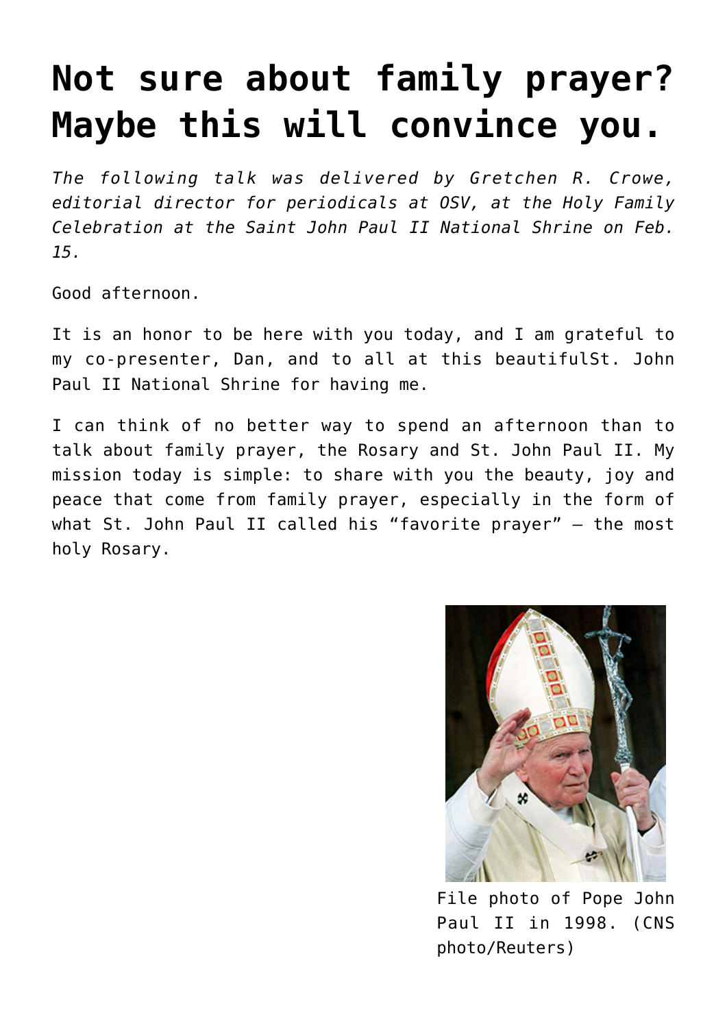# Not sure about family prayer? Maybe this will convince you.

*The following talk was delivered by Gretchen R. Crowe, editorial director for periodicals at OSV, at the Holy Family Celebration at the Saint John Paul II National Shrine on Feb. 15.*

Good afternoon.

It is an honor to be here with you today, and I am grateful to my co-presenter, Dan, and to all at this beautifulSt. John Paul II National Shrine for having me.

I can think of no better way to spend an afternoon than to talk about family prayer, the Rosary and St. John Paul II. My mission today is simple: to share with you the beauty, joy and peace that come from family prayer, especially in the form of what St. John Paul II called his "favorite prayer" — the most holy Rosary.

File photo of Pope John Paul II in 1998. (CNS photo/Reuters)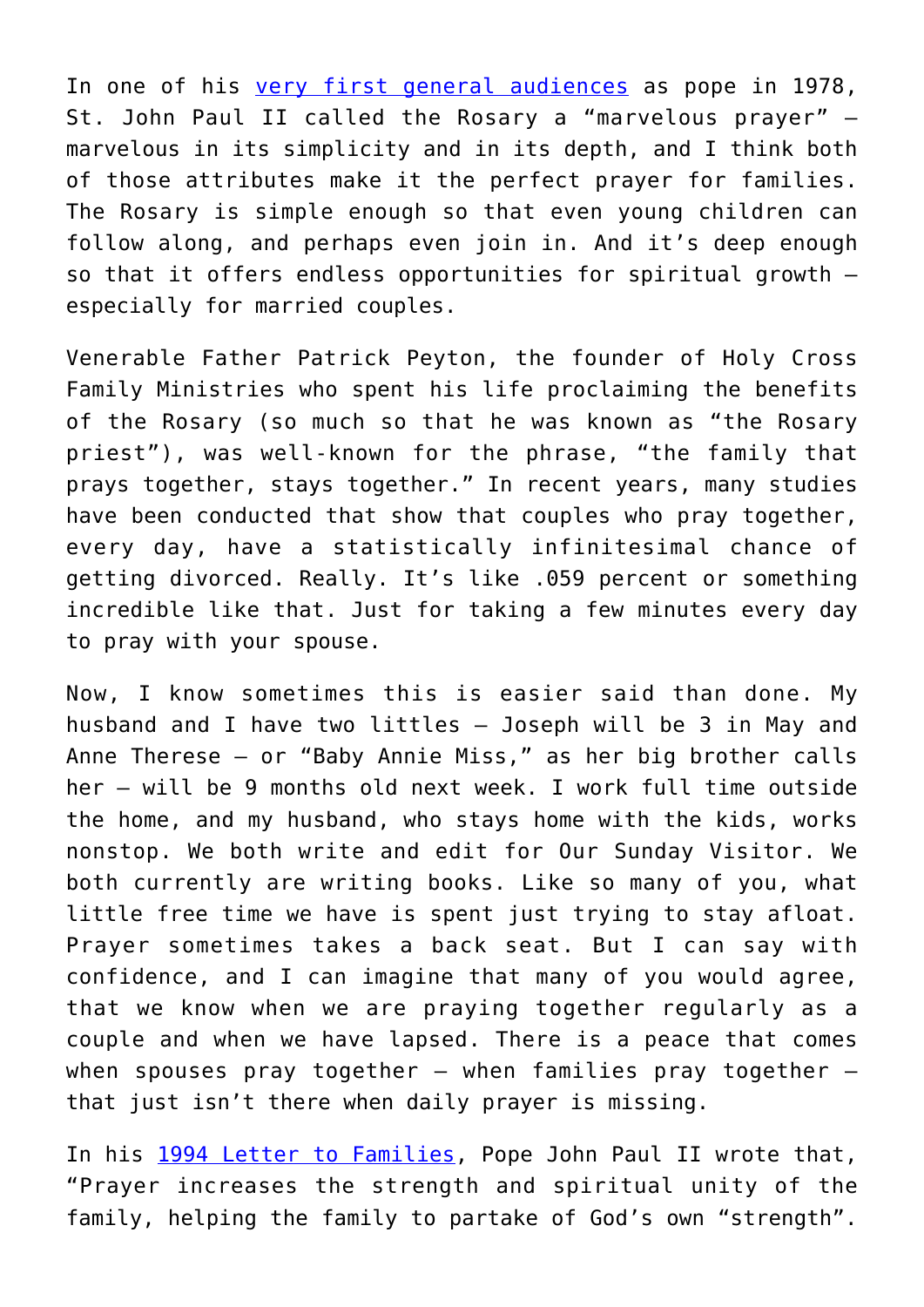In one of his very first general audiences as pope in 1978, St. John Paul II called the Rosary a "marvelous prayer" — marvelous in its simplicity and in its depth, and I think both of those attributes make it the perfect prayer for families. The Rosary is simple enough so that even young children can follow along, and perhaps even join in. And it's deep enough so that it offers endless opportunities for spiritual growth — especially for married couples.

Venerable Father Patrick Peyton, the founder of Holy Cross Family Ministries who spent his life proclaiming the benefits of the Rosary (so much so that he was known as "the Rosary priest"), was well-known for the phrase, "the family that prays together, stays together." In recent years, many studies have been conducted that show that couples who pray together, every day, have a statistically infinitesimal chance of getting divorced. Really. It's like .059 percent or something incredible like that. Just for taking a few minutes every day to pray with your spouse.

Now, I know sometimes this is easier said than done. My husband and I have two littles — Joseph will be 3 in May and Anne Therese — or "Baby Annie Miss," as her big brother calls her — will be 9 months old next week. I work full time outside the home, and my husband, who stays home with the kids, works nonstop. We both write and edit for Our Sunday Visitor. We both currently are writing books. Like so many of you, what little free time we have is spent just trying to stay afloat. Prayer sometimes takes a back seat. But I can say with confidence, and I can imagine that many of you would agree, that we know when we are praying together regularly as a couple and when we have lapsed. There is a peace that comes when spouses pray together — when families pray together — that just isn't there when daily prayer is missing.

In his 1994 Letter to Families, Pope John Paul II wrote that, "Prayer increases the strength and spiritual unity of the family, helping the family to partake of God's own "strength".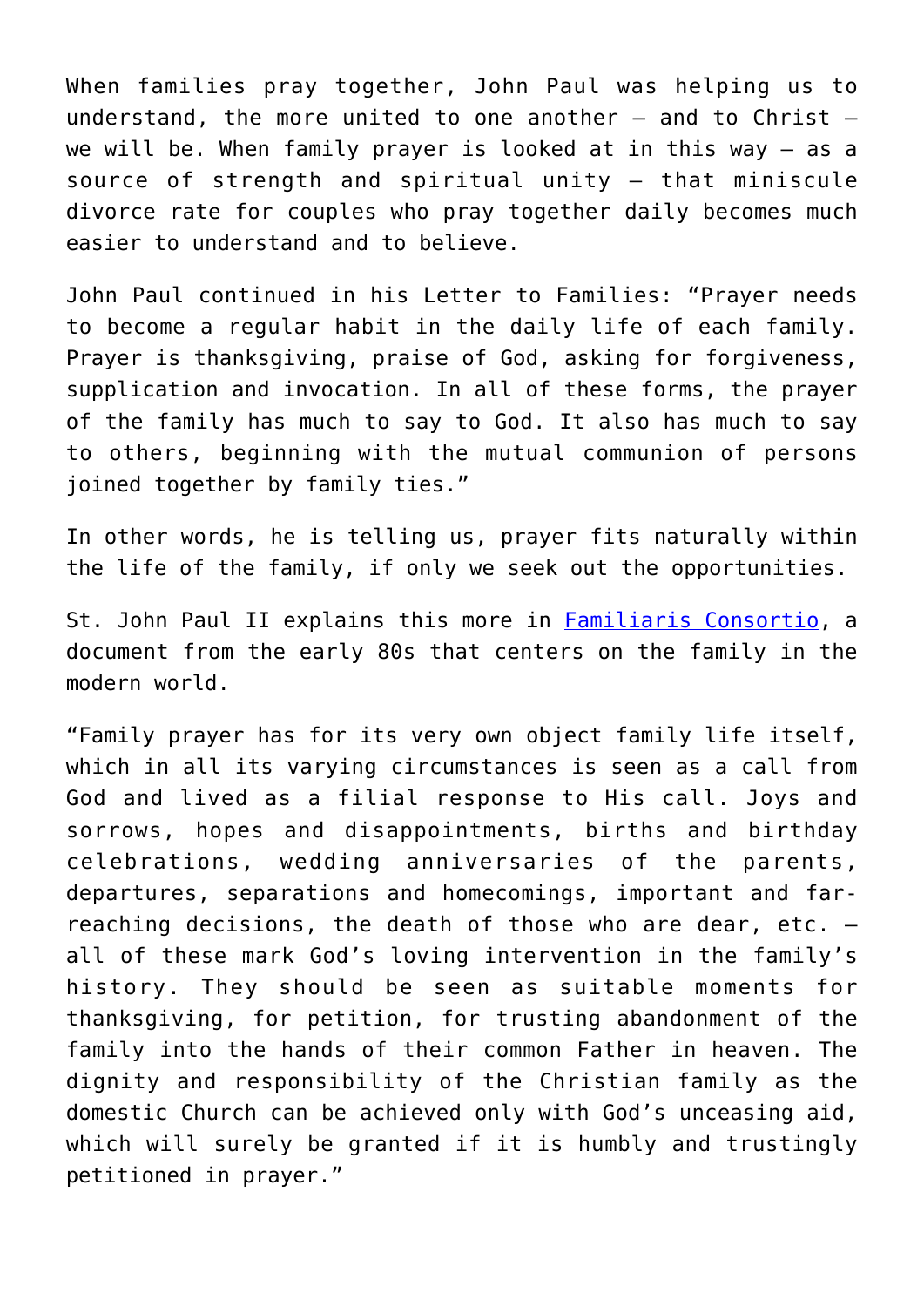When families pray together, John Paul was helping us to understand, the more united to one another – and to Christ – we will be. When family prayer is looked at in this way – as a source of strength and spiritual unity – that miniscule divorce rate for couples who pray together daily becomes much easier to understand and to believe.

John Paul continued in his Letter to Families: "Prayer needs to become a regular habit in the daily life of each family. Prayer is thanksgiving, praise of God, asking for forgiveness, supplication and invocation. In all of these forms, the prayer of the family has much to say to God. It also has much to say to others, beginning with the mutual communion of persons joined together by family ties."

In other words, he is telling us, prayer fits naturally within the life of the family, if only we seek out the opportunities.

St. John Paul II explains this more in [Familiaris Consortio](), a document from the early 80s that centers on the family in the modern world.

"Family prayer has for its very own object family life itself, which in all its varying circumstances is seen as a call from God and lived as a filial response to His call. Joys and sorrows, hopes and disappointments, births and birthday celebrations, wedding anniversaries of the parents, departures, separations and homecomings, important and far-reaching decisions, the death of those who are dear, etc. – all of these mark God's loving intervention in the family's history. They should be seen as suitable moments for thanksgiving, for petition, for trusting abandonment of the family into the hands of their common Father in heaven. The dignity and responsibility of the Christian family as the domestic Church can be achieved only with God's unceasing aid, which will surely be granted if it is humbly and trustingly petitioned in prayer."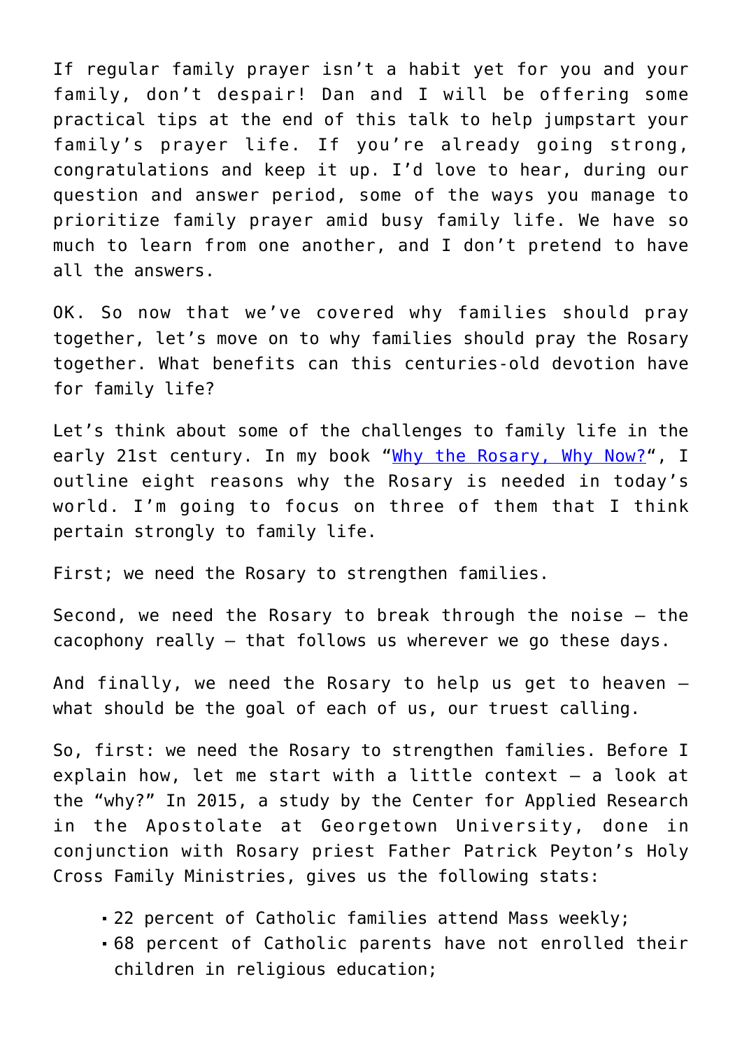If regular family prayer isn't a habit yet for you and your family, don't despair! Dan and I will be offering some practical tips at the end of this talk to help jumpstart your family's prayer life. If you're already going strong, congratulations and keep it up. I'd love to hear, during our question and answer period, some of the ways you manage to prioritize family prayer amid busy family life. We have so much to learn from one another, and I don't pretend to have all the answers.

OK. So now that we've covered why families should pray together, let's move on to why families should pray the Rosary together. What benefits can this centuries-old devotion have for family life?

Let's think about some of the challenges to family life in the early 21st century. In my book "Why the Rosary, Why Now?", I outline eight reasons why the Rosary is needed in today's world. I'm going to focus on three of them that I think pertain strongly to family life.

First; we need the Rosary to strengthen families.

Second, we need the Rosary to break through the noise – the cacophony really – that follows us wherever we go these days.

And finally, we need the Rosary to help us get to heaven – what should be the goal of each of us, our truest calling.

So, first: we need the Rosary to strengthen families. Before I explain how, let me start with a little context – a look at the "why?" In 2015, a study by the Center for Applied Research in the Apostolate at Georgetown University, done in conjunction with Rosary priest Father Patrick Peyton's Holy Cross Family Ministries, gives us the following stats:

- 22 percent of Catholic families attend Mass weekly;
- 68 percent of Catholic parents have not enrolled their children in religious education;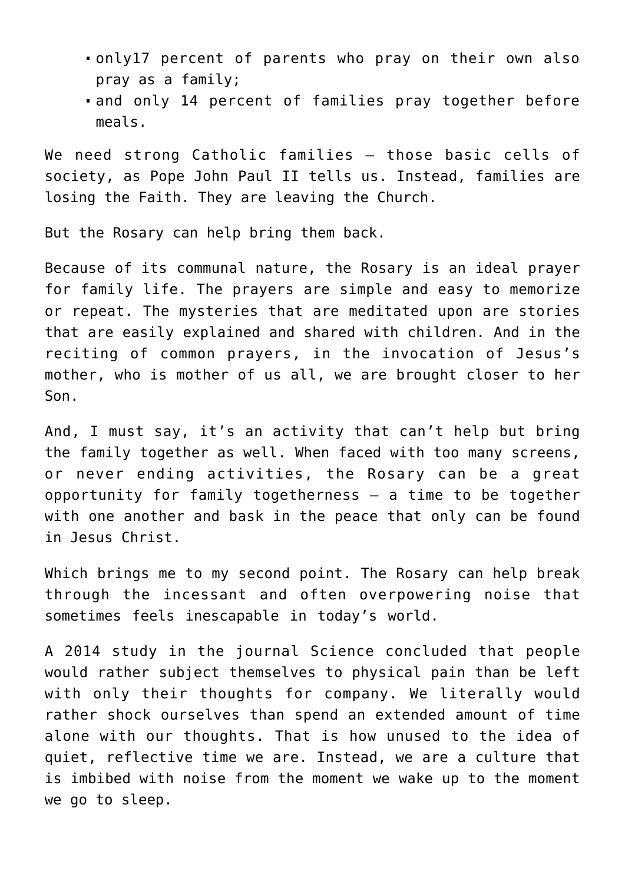- only17 percent of parents who pray on their own also pray as a family;
- and only 14 percent of families pray together before meals.

We need strong Catholic families — those basic cells of society, as Pope John Paul II tells us. Instead, families are losing the Faith. They are leaving the Church.

But the Rosary can help bring them back.

Because of its communal nature, the Rosary is an ideal prayer for family life. The prayers are simple and easy to memorize or repeat. The mysteries that are meditated upon are stories that are easily explained and shared with children. And in the reciting of common prayers, in the invocation of Jesus's mother, who is mother of us all, we are brought closer to her Son.

And, I must say, it's an activity that can't help but bring the family together as well. When faced with too many screens, or never ending activities, the Rosary can be a great opportunity for family togetherness — a time to be together with one another and bask in the peace that only can be found in Jesus Christ.

Which brings me to my second point. The Rosary can help break through the incessant and often overpowering noise that sometimes feels inescapable in today's world.

A 2014 study in the journal Science concluded that people would rather subject themselves to physical pain than be left with only their thoughts for company. We literally would rather shock ourselves than spend an extended amount of time alone with our thoughts. That is how unused to the idea of quiet, reflective time we are. Instead, we are a culture that is imbibed with noise from the moment we wake up to the moment we go to sleep.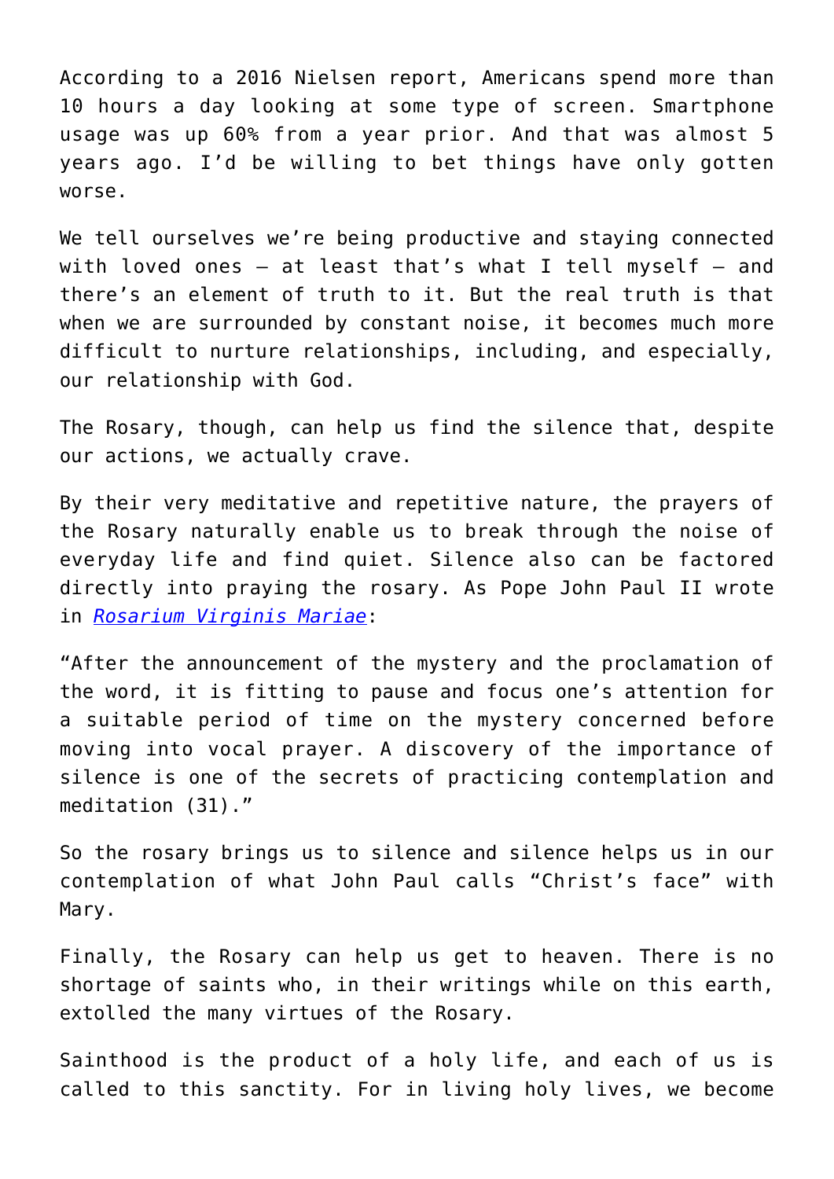According to a 2016 Nielsen report, Americans spend more than 10 hours a day looking at some type of screen. Smartphone usage was up 60% from a year prior. And that was almost 5 years ago. I'd be willing to bet things have only gotten worse.

We tell ourselves we're being productive and staying connected with loved ones — at least that's what I tell myself — and there's an element of truth to it. But the real truth is that when we are surrounded by constant noise, it becomes much more difficult to nurture relationships, including, and especially, our relationship with God.

The Rosary, though, can help us find the silence that, despite our actions, we actually crave.

By their very meditative and repetitive nature, the prayers of the Rosary naturally enable us to break through the noise of everyday life and find quiet. Silence also can be factored directly into praying the rosary. As Pope John Paul II wrote in *Rosarium Virginis Mariae*:

"After the announcement of the mystery and the proclamation of the word, it is fitting to pause and focus one's attention for a suitable period of time on the mystery concerned before moving into vocal prayer. A discovery of the importance of silence is one of the secrets of practicing contemplation and meditation (31)."

So the rosary brings us to silence and silence helps us in our contemplation of what John Paul calls "Christ's face" with Mary.

Finally, the Rosary can help us get to heaven. There is no shortage of saints who, in their writings while on this earth, extolled the many virtues of the Rosary.

Sainthood is the product of a holy life, and each of us is called to this sanctity. For in living holy lives, we become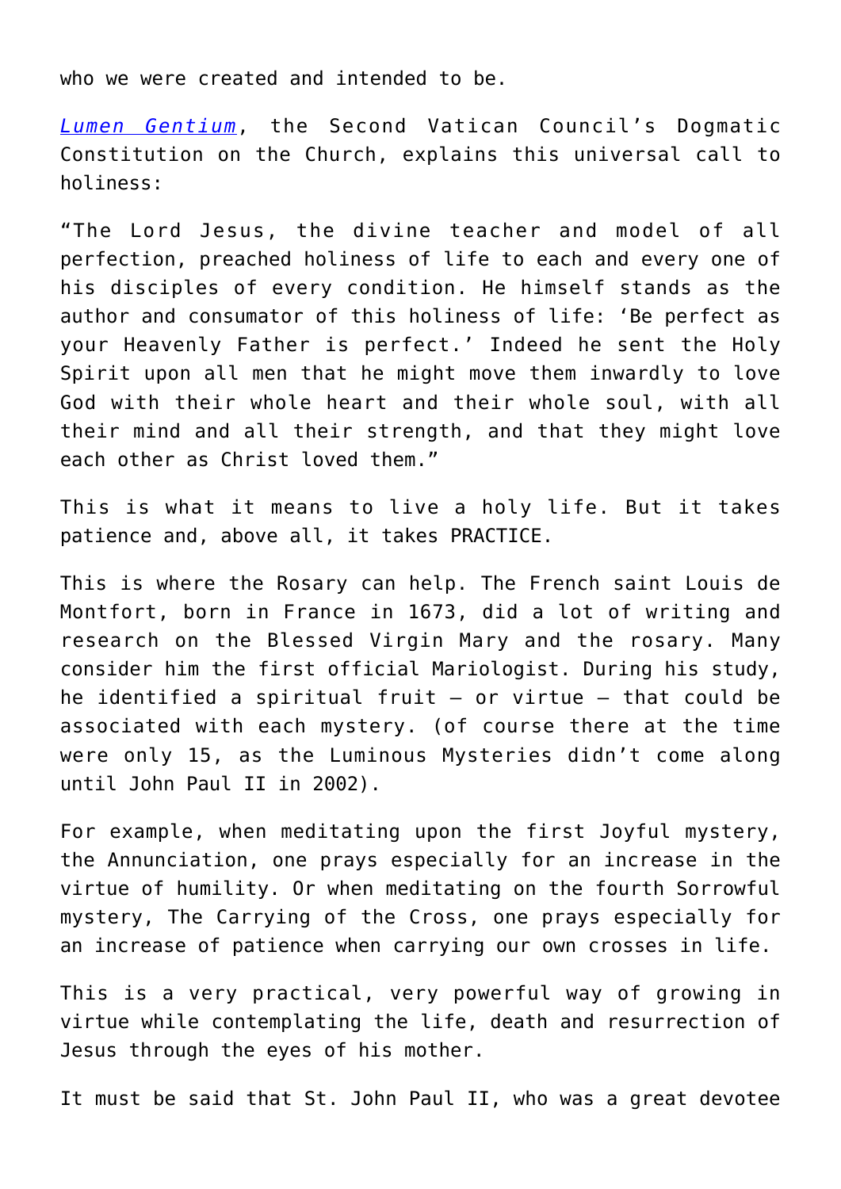who we were created and intended to be.

*Lumen Gentium*, the Second Vatican Council's Dogmatic Constitution on the Church, explains this universal call to holiness:

"The Lord Jesus, the divine teacher and model of all perfection, preached holiness of life to each and every one of his disciples of every condition. He himself stands as the author and consumator of this holiness of life: 'Be perfect as your Heavenly Father is perfect.' Indeed he sent the Holy Spirit upon all men that he might move them inwardly to love God with their whole heart and their whole soul, with all their mind and all their strength, and that they might love each other as Christ loved them."

This is what it means to live a holy life. But it takes patience and, above all, it takes PRACTICE.

This is where the Rosary can help. The French saint Louis de Montfort, born in France in 1673, did a lot of writing and research on the Blessed Virgin Mary and the rosary. Many consider him the first official Mariologist. During his study, he identified a spiritual fruit – or virtue – that could be associated with each mystery. (of course there at the time were only 15, as the Luminous Mysteries didn't come along until John Paul II in 2002).

For example, when meditating upon the first Joyful mystery, the Annunciation, one prays especially for an increase in the virtue of humility. Or when meditating on the fourth Sorrowful mystery, The Carrying of the Cross, one prays especially for an increase of patience when carrying our own crosses in life.

This is a very practical, very powerful way of growing in virtue while contemplating the life, death and resurrection of Jesus through the eyes of his mother.

It must be said that St. John Paul II, who was a great devotee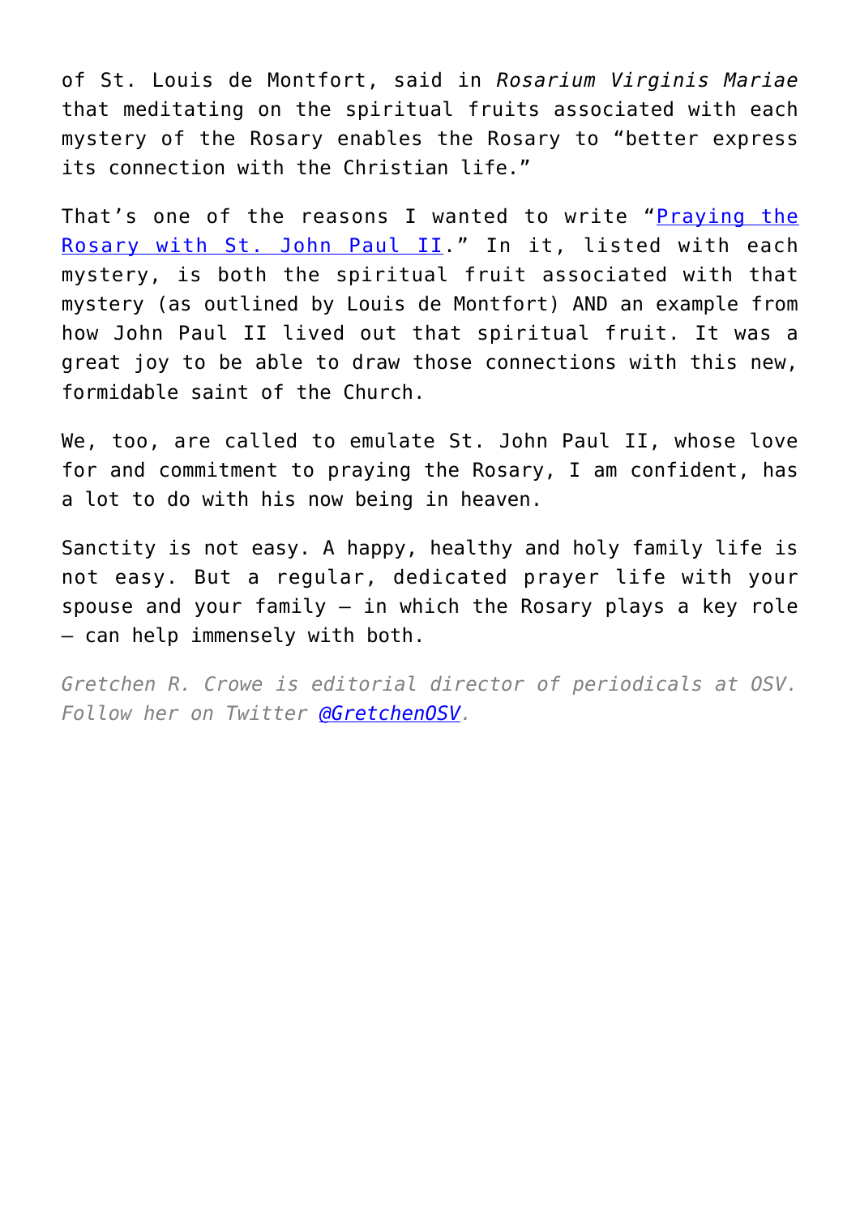of St. Louis de Montfort, said in *Rosarium Virginis Mariae* that meditating on the spiritual fruits associated with each mystery of the Rosary enables the Rosary to "better express its connection with the Christian life."

That's one of the reasons I wanted to write "Praying the Rosary with St. John Paul II." In it, listed with each mystery, is both the spiritual fruit associated with that mystery (as outlined by Louis de Montfort) AND an example from how John Paul II lived out that spiritual fruit. It was a great joy to be able to draw those connections with this new, formidable saint of the Church.

We, too, are called to emulate St. John Paul II, whose love for and commitment to praying the Rosary, I am confident, has a lot to do with his now being in heaven.

Sanctity is not easy. A happy, healthy and holy family life is not easy. But a regular, dedicated prayer life with your spouse and your family — in which the Rosary plays a key role — can help immensely with both.

*Gretchen R. Crowe is editorial director of periodicals at OSV. Follow her on Twitter @GretchenOSV.*